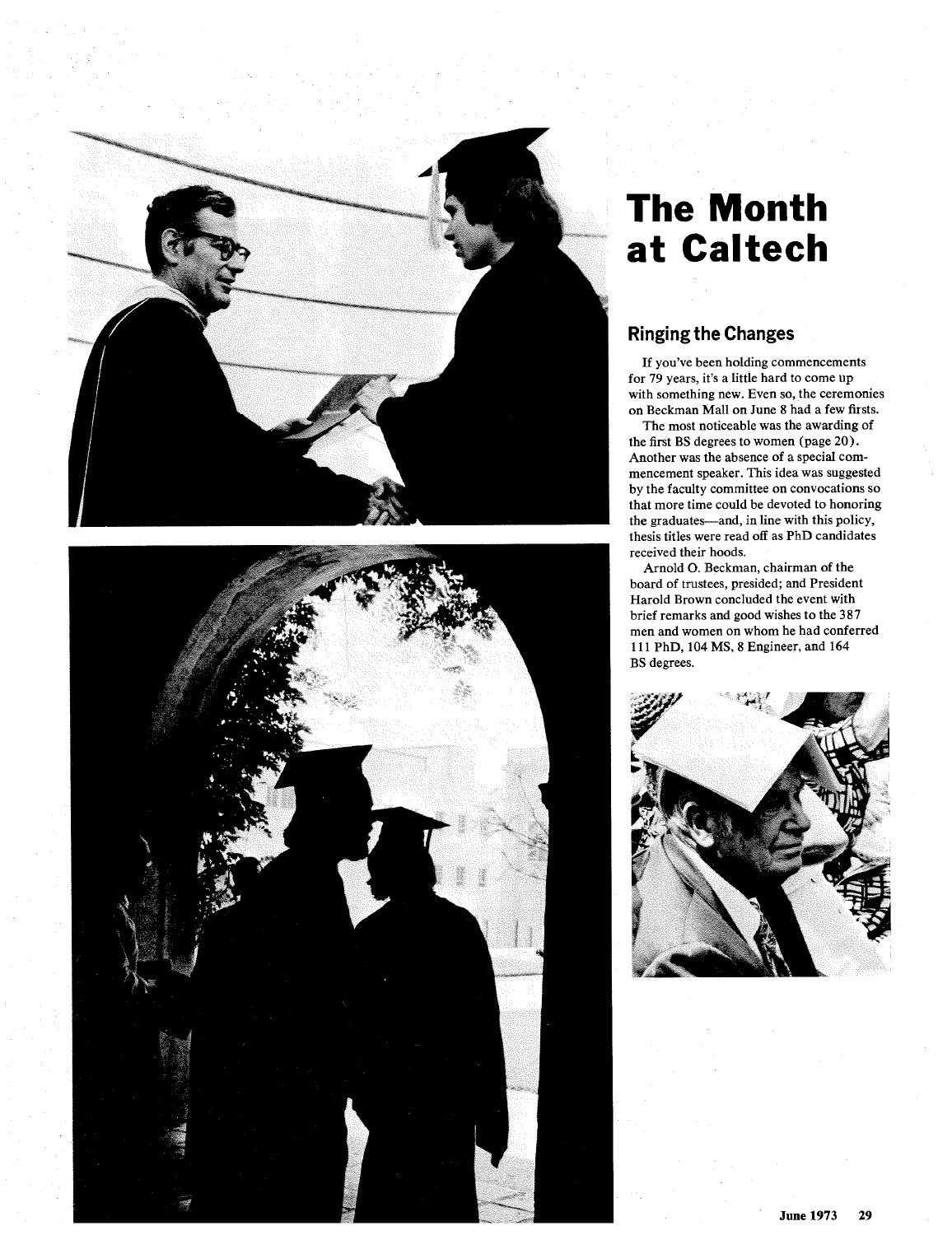# The Month at Caltech

## Ringing the Changes

If you've been holding commencements for 79 years, it's a little hard to come up with something new. Even so, the ceremonies on Beckman Mall on June 8 had a few firsts.

The most noticeable was the awarding of the first BS degrees to women (page 20). Another was the absence of a special commencement speaker. This idea was suggested by the faculty committee on convocations so that more time could be devoted to honoring the graduates—and, in line with this policy, thesis titles were read off as PhD candidates received their hoods.

Arnold O. Beckman, chairman of the board of trustees, presided; and President Harold Brown concluded the event with brief remarks and good wishes to the 387 men and women on whom he had conferred 111 PhD, 104 MS, 8 Engineer, and 164 BS degrees.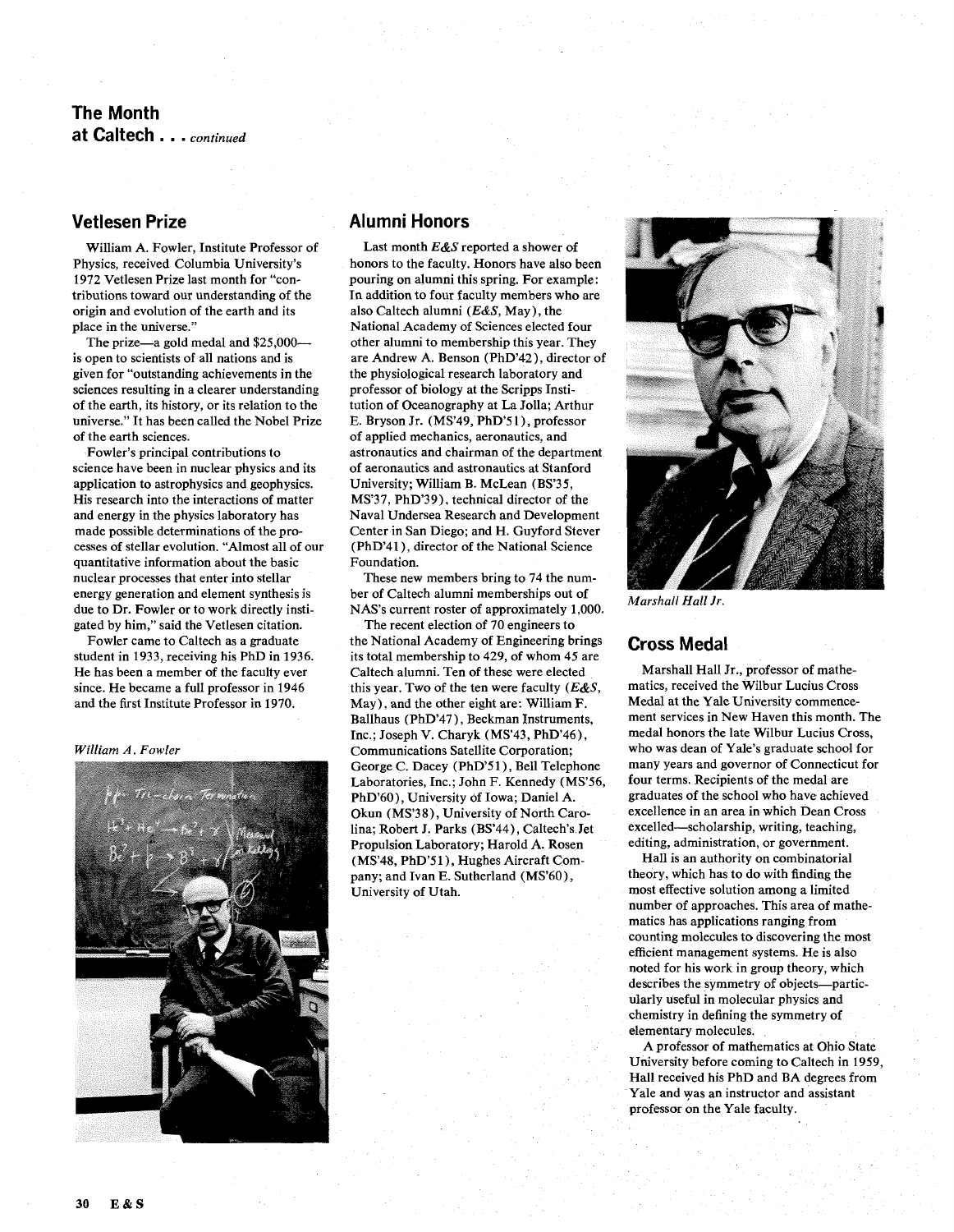## The Month at Caltech . . . *continued*

## Vetlesen Prize

William A. Fowler, Institute Professor of Physics, received Columbia University's 1972 Vetlesen Prize last month for "contributions toward our understanding of the origin and evolution of the earth and its place in the universe."

The prize—a gold medal and $25,000—is open to scientists of all nations and is given for "outstanding achievements in the sciences resulting in a clearer understanding of the earth, its history, or its relation to the universe." It has been called the Nobel Prize of the earth sciences.

Fowler's principal contributions to science have been in nuclear physics and its application to astrophysics and geophysics. His research into the interactions of matter and energy in the physics laboratory has made possible determinations of the processes of stellar evolution. "Almost all of our quantitative information about the basic nuclear processes that enter into stellar energy generation and element synthesis is due to Dr. Fowler or to work directly instigated by him," said the Vetlesen citation.

Fowler came to Caltech as a graduate student in 1933, receiving his PhD in 1936. He has been a member of the faculty ever since. He became a full professor in 1946 and the first Institute Professor in 1970.

*William A. Fowler*

## Alumni Honors

Last month *E&S* reported a shower of honors to the faculty. Honors have also been pouring on alumni this spring. For example: In addition to four faculty members who are also Caltech alumni (*E&S*, May), the National Academy of Sciences elected four other alumni to membership this year. They are Andrew A. Benson (PhD'42), director of the physiological research laboratory and professor of biology at the Scripps Institution of Oceanography at La Jolla; Arthur E. Bryson Jr. (MS'49, PhD'51), professor of applied mechanics, aeronautics, and astronautics and chairman of the department of aeronautics and astronautics at Stanford University; William B. McLean (BS'35, MS'37, PhD'39), technical director of the Naval Undersea Research and Development Center in San Diego; and H. Guyford Stever (PhD'41), director of the National Science Foundation.

These new members bring to 74 the number of Caltech alumni memberships out of NAS's current roster of approximately 1,000.

The recent election of 70 engineers to the National Academy of Engineering brings its total membership to 429, of whom 45 are Caltech alumni. Ten of these were elected this year. Two of the ten were faculty (*E&S*, May), and the other eight are: William F. Ballhaus (PhD'47), Beckman Instruments, Inc.; Joseph V. Charyk (MS'43, PhD'46), Communications Satellite Corporation; George C. Dacey (PhD'51), Bell Telephone Laboratories, Inc.; John F. Kennedy (MS'56, PhD'60), University of Iowa; Daniel A. Okun (MS'38), University of North Carolina; Robert J. Parks (BS'44), Caltech's Jet Propulsion Laboratory; Harold A. Rosen (MS'48, PhD'51), Hughes Aircraft Company; and Ivan E. Sutherland (MS'60), University of Utah.

*Marshall Hall Jr.*

## Cross Medal

Marshall Hall Jr., professor of mathematics, received the Wilbur Lucius Cross Medal at the Yale University commencement services in New Haven this month. The medal honors the late Wilbur Lucius Cross, who was dean of Yale's graduate school for many years and governor of Connecticut for four terms. Recipients of the medal are graduates of the school who have achieved excellence in an area in which Dean Cross excelled—scholarship, writing, teaching, editing, administration, or government.

Hall is an authority on combinatorial theory, which has to do with finding the most effective solution among a limited number of approaches. This area of mathematics has applications ranging from counting molecules to discovering the most efficient management systems. He is also noted for his work in group theory, which describes the symmetry of objects—particularly useful in molecular physics and chemistry in defining the symmetry of elementary molecules.

A professor of mathematics at Ohio State University before coming to Caltech in 1959, Hall received his PhD and BA degrees from Yale and was an instructor and assistant professor on the Yale faculty.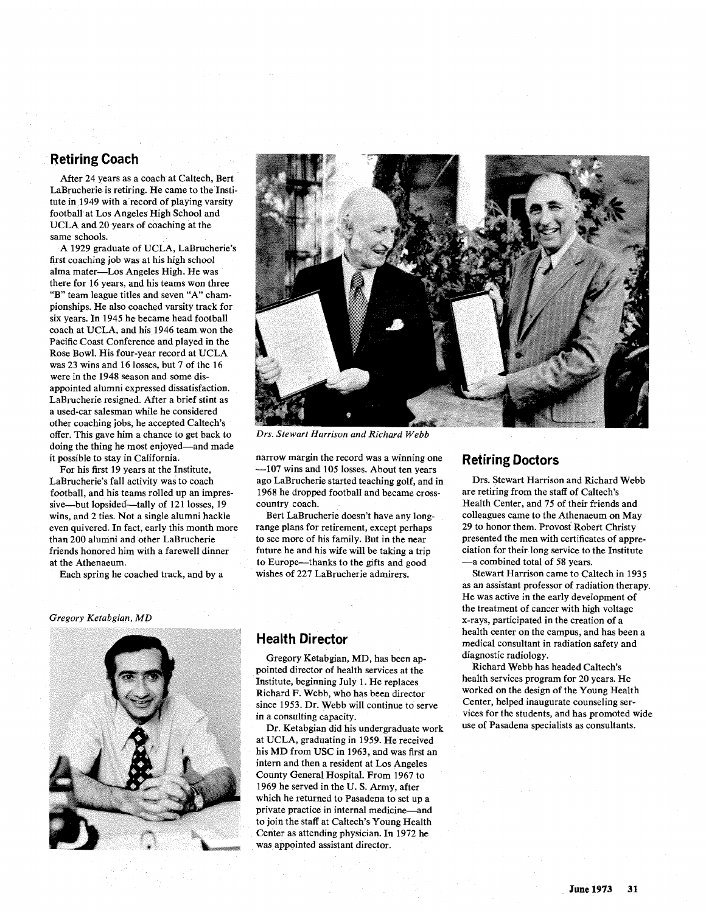## Retiring Coach

After 24 years as a coach at Caltech, Bert LaBrucherie is retiring. He came to the Institute in 1949 with a record of playing varsity football at Los Angeles High School and UCLA and 20 years of coaching at the same schools.

A 1929 graduate of UCLA, LaBrucherie's first coaching job was at his high school alma mater—Los Angeles High. He was there for 16 years, and his teams won three "B" team league titles and seven "A" championships. He also coached varsity track for six years. In 1945 he became head football coach at UCLA, and his 1946 team won the Pacific Coast Conference and played in the Rose Bowl. His four-year record at UCLA was 23 wins and 16 losses, but 7 of the 16 were in the 1948 season and some disappointed alumni expressed dissatisfaction. LaBrucherie resigned. After a brief stint as a used-car salesman while he considered other coaching jobs, he accepted Caltech's offer. This gave him a chance to get back to doing the thing he most enjoyed—and made it possible to stay in California.

For his first 19 years at the Institute, LaBrucherie's fall activity was to coach football, and his teams rolled up an impressive—but lopsided—tally of 121 losses, 19 wins, and 2 ties. Not a single alumni hackle even quivered. In fact, early this month more than 200 alumni and other LaBrucherie friends honored him with a farewell dinner at the Athenaeum.

Each spring he coached track, and by a narrow margin the record was a winning one —107 wins and 105 losses. About ten years ago LaBrucherie started teaching golf, and in 1968 he dropped football and became cross-country coach.

Bert LaBrucherie doesn't have any long-range plans for retirement, except perhaps to see more of his family. But in the near future he and his wife will be taking a trip to Europe—thanks to the gifts and good wishes of 227 LaBrucherie admirers.

*Drs. Stewart Harrison and Richard Webb*

## Retiring Doctors

Drs. Stewart Harrison and Richard Webb are retiring from the staff of Caltech's Health Center, and 75 of their friends and colleagues came to the Athenaeum on May 29 to honor them. Provost Robert Christy presented the men with certificates of appreciation for their long service to the Institute —a combined total of 58 years.

Stewart Harrison came to Caltech in 1935 as an assistant professor of radiation therapy. He was active in the early development of the treatment of cancer with high voltage x-rays, participated in the creation of a health center on the campus, and has been a medical consultant in radiation safety and diagnostic radiology.

Richard Webb has headed Caltech's health services program for 20 years. He worked on the design of the Young Health Center, helped inaugurate counseling services for the students, and has promoted wide use of Pasadena specialists as consultants.

*Gregory Ketabgian, MD*

## Health Director

Gregory Ketabgian, MD, has been appointed director of health services at the Institute, beginning July 1. He replaces Richard F. Webb, who has been director since 1953. Dr. Webb will continue to serve in a consulting capacity.

Dr. Ketabgian did his undergraduate work at UCLA, graduating in 1959. He received his MD from USC in 1963, and was first an intern and then a resident at Los Angeles County General Hospital. From 1967 to 1969 he served in the U. S. Army, after which he returned to Pasadena to set up a private practice in internal medicine—and to join the staff at Caltech's Young Health Center as attending physician. In 1972 he was appointed assistant director.